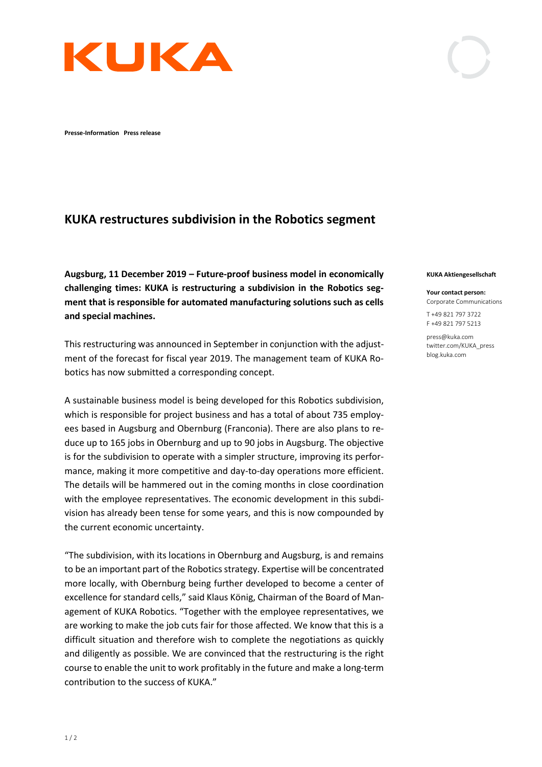Presse-Information Press release

# KUKA restructures subdivision in the Robotics segment

**Augsburg, 11 December 2019 – Future-proof business model in economically challenging times: KUKA is restructuring a subdivision in the Robotics segment that is responsible for automated manufacturing solutions such as cells and special machines.**

This restructuring was announced in September in conjunction with the adjustment of the forecast for fiscal year 2019. The management team of KUKA Robotics has now submitted a corresponding concept.

A sustainable business model is being developed for this Robotics subdivision, which is responsible for project business and has a total of about 735 employees based in Augsburg and Obernburg (Franconia). There are also plans to reduce up to 165 jobs in Obernburg and up to 90 jobs in Augsburg. The objective is for the subdivision to operate with a simpler structure, improving its performance, making it more competitive and day-to-day operations more efficient. The details will be hammered out in the coming months in close coordination with the employee representatives. The economic development in this subdivision has already been tense for some years, and this is now compounded by the current economic uncertainty.

"The subdivision, with its locations in Obernburg and Augsburg, is and remains to be an important part of the Robotics strategy. Expertise will be concentrated more locally, with Obernburg being further developed to become a center of excellence for standard cells," said Klaus König, Chairman of the Board of Management of KUKA Robotics. "Together with the employee representatives, we are working to make the job cuts fair for those affected. We know that this is a difficult situation and therefore wish to complete the negotiations as quickly and diligently as possible. We are convinced that the restructuring is the right course to enable the unit to work profitably in the future and make a long-term contribution to the success of KUKA."

**KUKA Aktiengesellschaft**

**Your contact person:**
Corporate Communications

T +49 821 797 3722
F +49 821 797 5213

press@kuka.com
twitter.com/KUKA_press
blog.kuka.com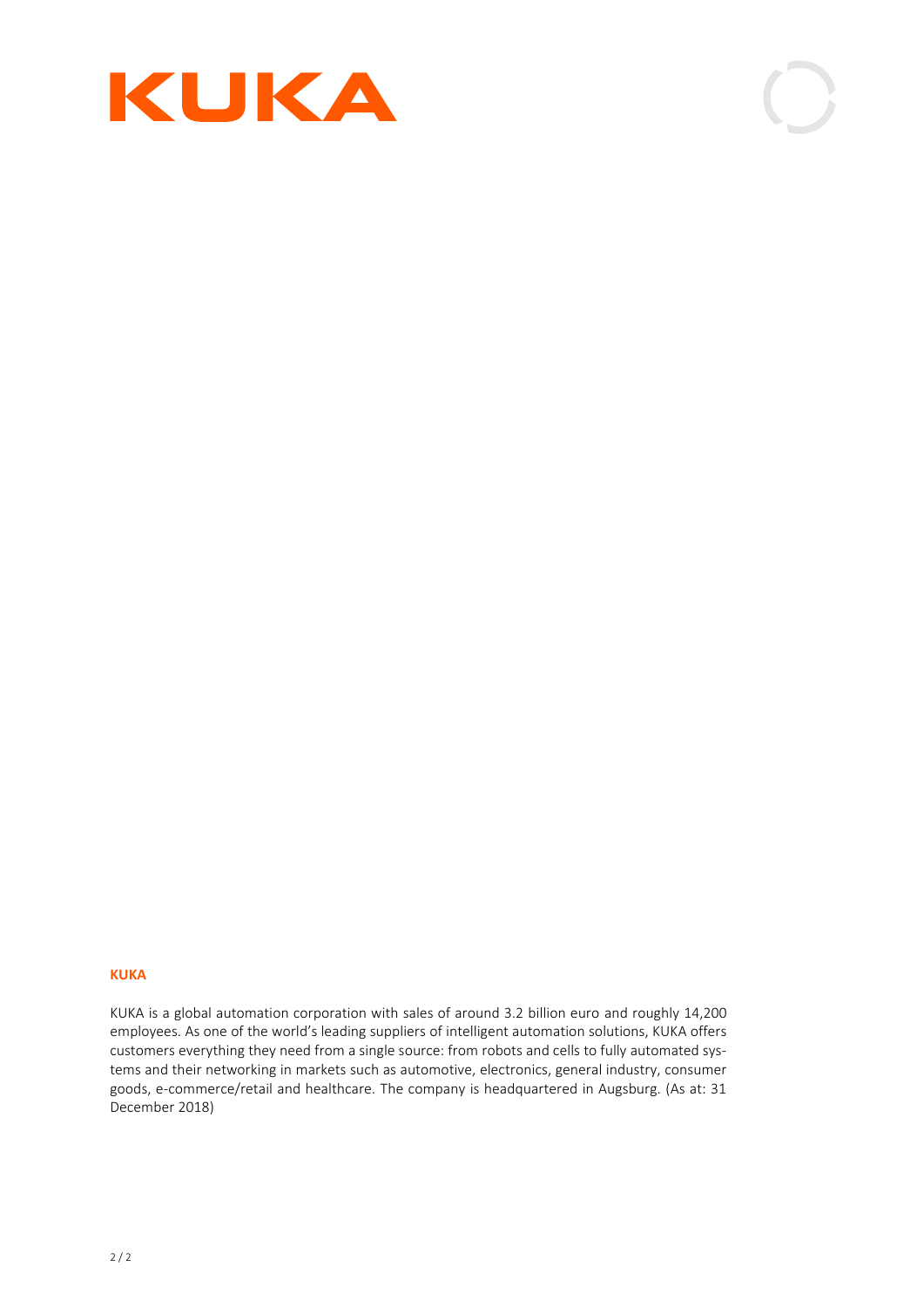**KUKA**

KUKA is a global automation corporation with sales of around 3.2 billion euro and roughly 14,200 employees. As one of the world's leading suppliers of intelligent automation solutions, KUKA offers customers everything they need from a single source: from robots and cells to fully automated systems and their networking in markets such as automotive, electronics, general industry, consumer goods, e-commerce/retail and healthcare. The company is headquartered in Augsburg. (As at: 31 December 2018)